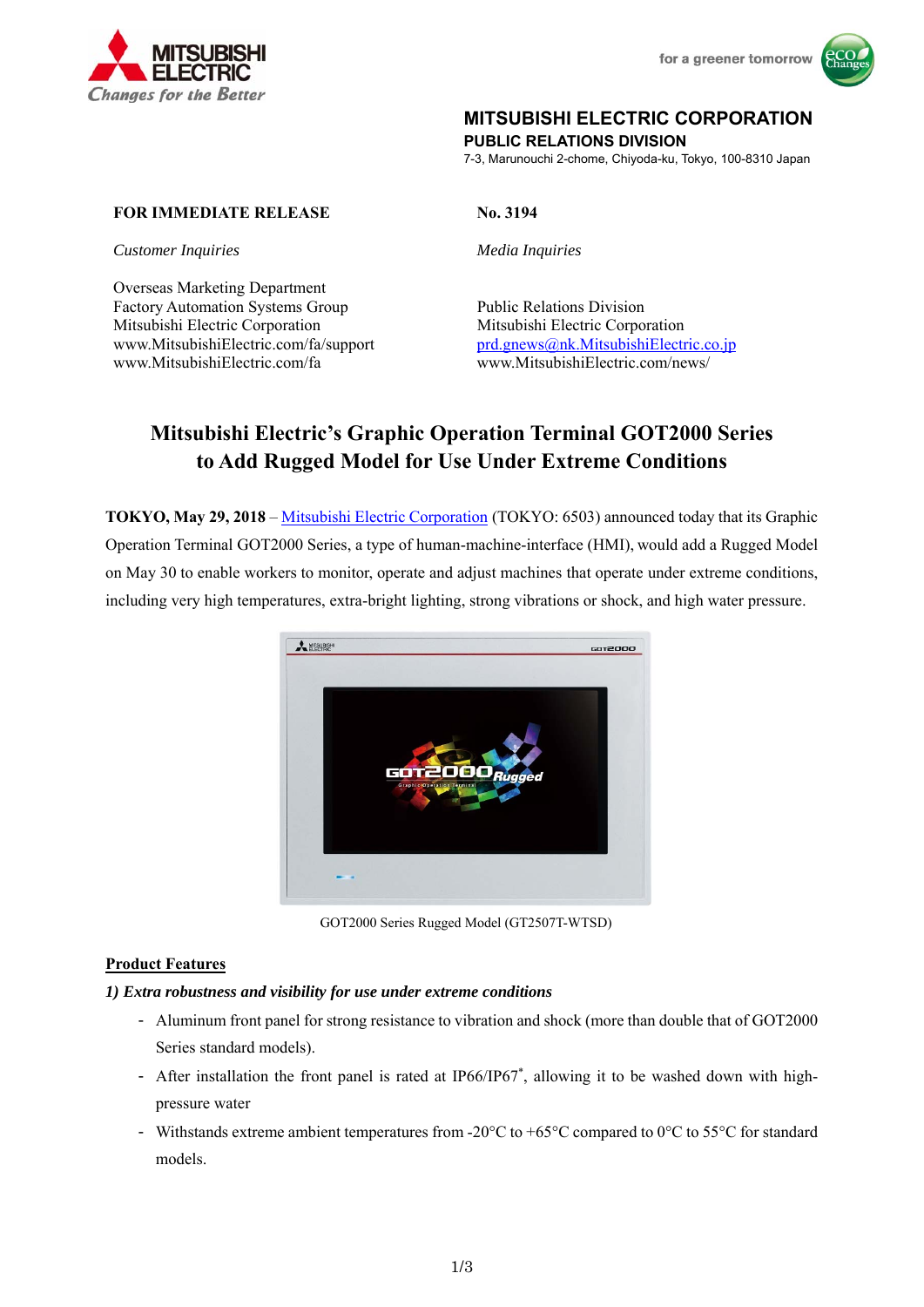MITSUBISHI ELECTRIC

*Changes for the Better*

for a greener tomorrow

**MITSUBISHI ELECTRIC CORPORATION**
**PUBLIC RELATIONS DIVISION**
7-3, Marunouchi 2-chome, Chiyoda-ku, Tokyo, 100-8310 Japan

**FOR IMMEDIATE RELEASE**

**No. 3194**

*Customer Inquiries*

Overseas Marketing Department
Factory Automation Systems Group
Mitsubishi Electric Corporation
www.MitsubishiElectric.com/fa/support
www.MitsubishiElectric.com/fa

*Media Inquiries*

Public Relations Division
Mitsubishi Electric Corporation
prd.gnews@nk.MitsubishiElectric.co.jp
www.MitsubishiElectric.com/news/

# Mitsubishi Electric's Graphic Operation Terminal GOT2000 Series to Add Rugged Model for Use Under Extreme Conditions

**TOKYO, May 29, 2018** – Mitsubishi Electric Corporation (TOKYO: 6503) announced today that its Graphic Operation Terminal GOT2000 Series, a type of human-machine-interface (HMI), would add a Rugged Model on May 30 to enable workers to monitor, operate and adjust machines that operate under extreme conditions, including very high temperatures, extra-bright lighting, strong vibrations or shock, and high water pressure.

GOT2000 Series Rugged Model (GT2507T-WTSD)

## Product Features

***1) Extra robustness and visibility for use under extreme conditions***

- Aluminum front panel for strong resistance to vibration and shock (more than double that of GOT2000 Series standard models).
- After installation the front panel is rated at IP66/IP67*, allowing it to be washed down with high-pressure water
- Withstands extreme ambient temperatures from -20°C to +65°C compared to 0°C to 55°C for standard models.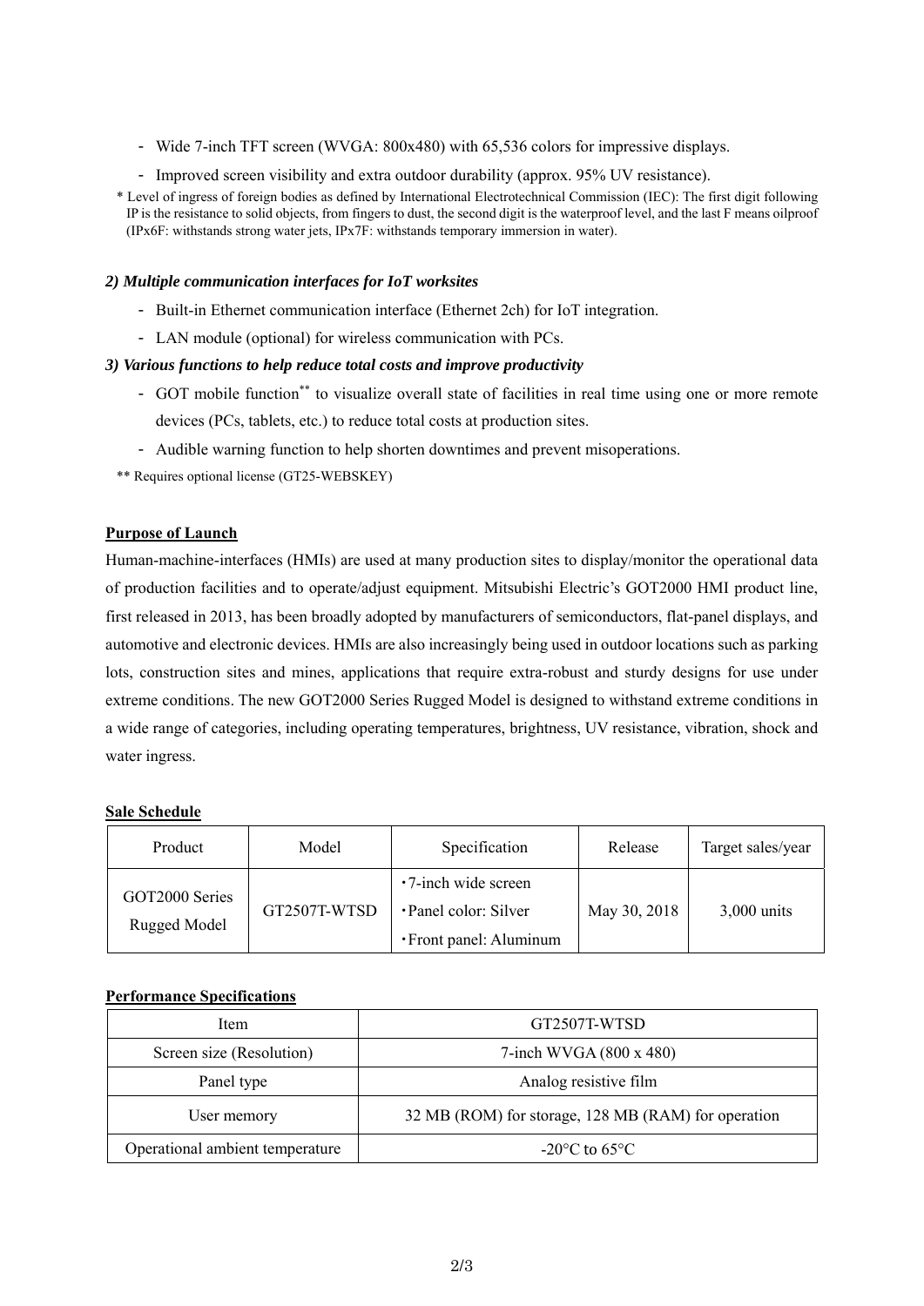- Wide 7-inch TFT screen (WVGA: 800x480) with 65,536 colors for impressive displays.
- Improved screen visibility and extra outdoor durability (approx. 95% UV resistance).

\* Level of ingress of foreign bodies as defined by International Electrotechnical Commission (IEC): The first digit following IP is the resistance to solid objects, from fingers to dust, the second digit is the waterproof level, and the last F means oilproof (IPx6F: withstands strong water jets, IPx7F: withstands temporary immersion in water).

***2) Multiple communication interfaces for IoT worksites***

- Built-in Ethernet communication interface (Ethernet 2ch) for IoT integration.
- LAN module (optional) for wireless communication with PCs.

***3) Various functions to help reduce total costs and improve productivity***

- GOT mobile function** to visualize overall state of facilities in real time using one or more remote devices (PCs, tablets, etc.) to reduce total costs at production sites.
- Audible warning function to help shorten downtimes and prevent misoperations.

\*\* Requires optional license (GT25-WEBSKEY)

**Purpose of Launch**

Human-machine-interfaces (HMIs) are used at many production sites to display/monitor the operational data of production facilities and to operate/adjust equipment. Mitsubishi Electric's GOT2000 HMI product line, first released in 2013, has been broadly adopted by manufacturers of semiconductors, flat-panel displays, and automotive and electronic devices. HMIs are also increasingly being used in outdoor locations such as parking lots, construction sites and mines, applications that require extra-robust and sturdy designs for use under extreme conditions. The new GOT2000 Series Rugged Model is designed to withstand extreme conditions in a wide range of categories, including operating temperatures, brightness, UV resistance, vibration, shock and water ingress.

**Sale Schedule**

| Product | Model | Specification | Release | Target sales/year |
|---|---|---|---|---|
| GOT2000 Series Rugged Model | GT2507T-WTSD | ・7-inch wide screen<br>・Panel color: Silver<br>・Front panel: Aluminum | May 30, 2018 | 3,000 units |

**Performance Specifications**

| Item | GT2507T-WTSD |
|---|---|
| Screen size (Resolution) | 7-inch WVGA (800 x 480) |
| Panel type | Analog resistive film |
| User memory | 32 MB (ROM) for storage, 128 MB (RAM) for operation |
| Operational ambient temperature | -20°C to 65°C |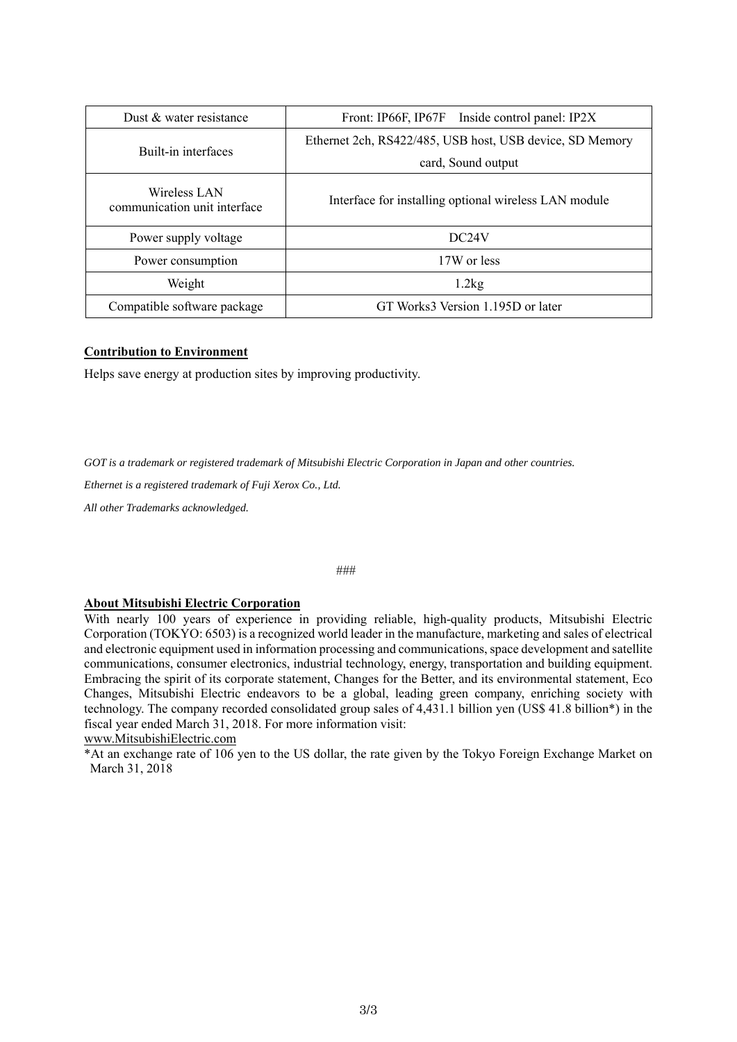| | |
|---|---|
| Dust & water resistance | Front: IP66F, IP67F　Inside control panel: IP2X |
| Built-in interfaces | Ethernet 2ch, RS422/485, USB host, USB device, SD Memory card, Sound output |
| Wireless LAN communication unit interface | Interface for installing optional wireless LAN module |
| Power supply voltage | DC24V |
| Power consumption | 17W or less |
| Weight | 1.2kg |
| Compatible software package | GT Works3 Version 1.195D or later |

**Contribution to Environment**

Helps save energy at production sites by improving productivity.

*GOT is a trademark or registered trademark of Mitsubishi Electric Corporation in Japan and other countries.*

*Ethernet is a registered trademark of Fuji Xerox Co., Ltd.*

*All other Trademarks acknowledged.*

###

**About Mitsubishi Electric Corporation**

With nearly 100 years of experience in providing reliable, high-quality products, Mitsubishi Electric Corporation (TOKYO: 6503) is a recognized world leader in the manufacture, marketing and sales of electrical and electronic equipment used in information processing and communications, space development and satellite communications, consumer electronics, industrial technology, energy, transportation and building equipment. Embracing the spirit of its corporate statement, Changes for the Better, and its environmental statement, Eco Changes, Mitsubishi Electric endeavors to be a global, leading green company, enriching society with technology. The company recorded consolidated group sales of 4,431.1 billion yen (US$ 41.8 billion*) in the fiscal year ended March 31, 2018. For more information visit:
www.MitsubishiElectric.com

*At an exchange rate of 106 yen to the US dollar, the rate given by the Tokyo Foreign Exchange Market on March 31, 2018